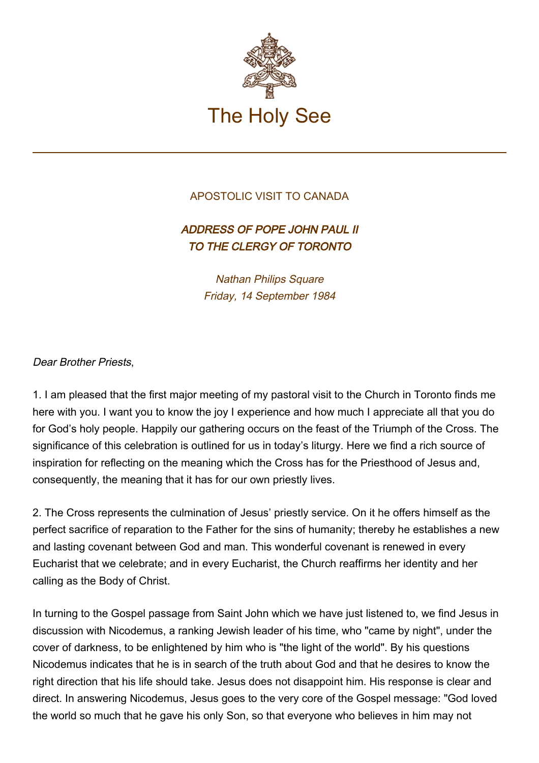# The Holy See

APOSTOLIC VISIT TO CANADA

## *ADDRESS OF POPE JOHN PAUL II TO THE CLERGY OF TORONTO*

*Nathan Philips Square*
*Friday, 14 September 1984*

*Dear Brother Priests*,

1. I am pleased that the first major meeting of my pastoral visit to the Church in Toronto finds me here with you. I want you to know the joy I experience and how much I appreciate all that you do for God's holy people. Happily our gathering occurs on the feast of the Triumph of the Cross. The significance of this celebration is outlined for us in today's liturgy. Here we find a rich source of inspiration for reflecting on the meaning which the Cross has for the Priesthood of Jesus and, consequently, the meaning that it has for our own priestly lives.

2. The Cross represents the culmination of Jesus' priestly service. On it he offers himself as the perfect sacrifice of reparation to the Father for the sins of humanity; thereby he establishes a new and lasting covenant between God and man. This wonderful covenant is renewed in every Eucharist that we celebrate; and in every Eucharist, the Church reaffirms her identity and her calling as the Body of Christ.

In turning to the Gospel passage from Saint John which we have just listened to, we find Jesus in discussion with Nicodemus, a ranking Jewish leader of his time, who "came by night", under the cover of darkness, to be enlightened by him who is "the light of the world". By his questions Nicodemus indicates that he is in search of the truth about God and that he desires to know the right direction that his life should take. Jesus does not disappoint him. His response is clear and direct. In answering Nicodemus, Jesus goes to the very core of the Gospel message: "God loved the world so much that he gave his only Son, so that everyone who believes in him may not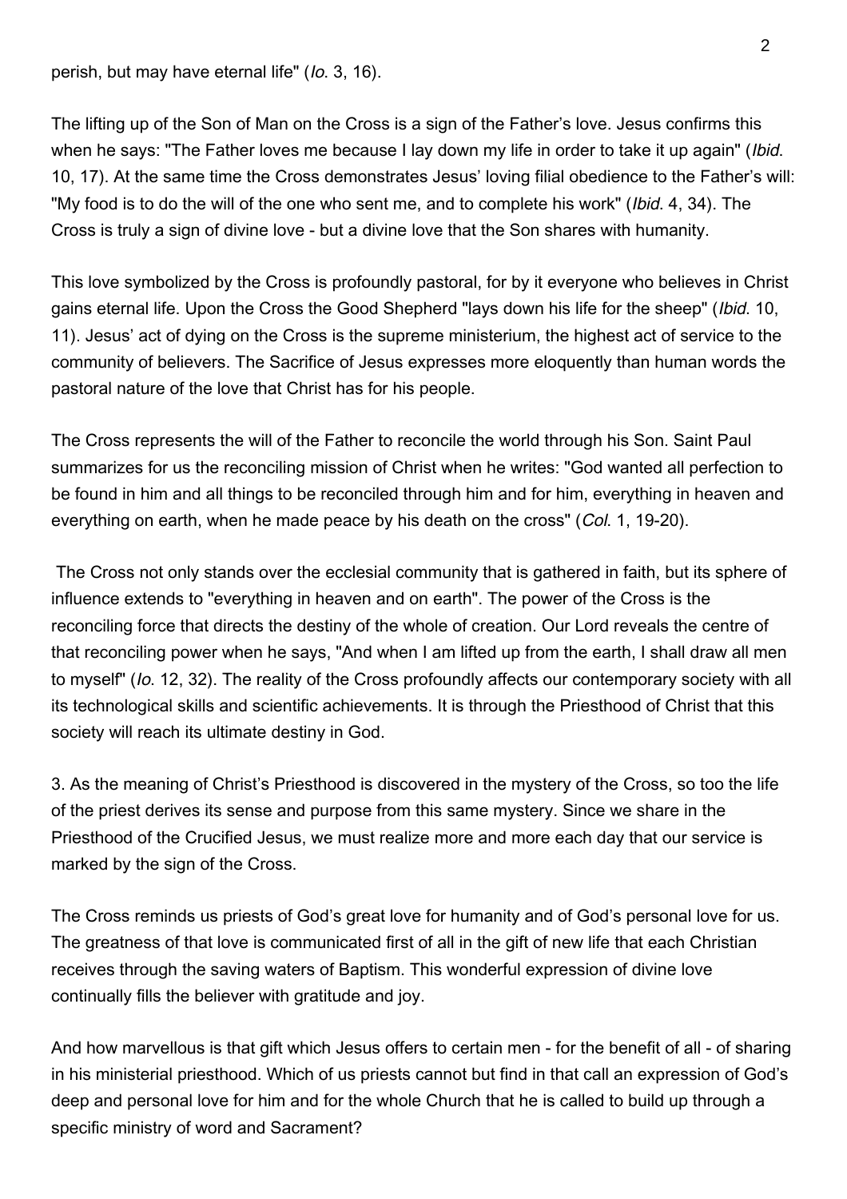perish, but may have eternal life" (*Io.* 3, 16).

The lifting up of the Son of Man on the Cross is a sign of the Father's love. Jesus confirms this when he says: "The Father loves me because I lay down my life in order to take it up again" (*Ibid.* 10, 17). At the same time the Cross demonstrates Jesus' loving filial obedience to the Father's will: "My food is to do the will of the one who sent me, and to complete his work" (*Ibid.* 4, 34). The Cross is truly a sign of divine love - but a divine love that the Son shares with humanity.

This love symbolized by the Cross is profoundly pastoral, for by it everyone who believes in Christ gains eternal life. Upon the Cross the Good Shepherd "lays down his life for the sheep" (*Ibid.* 10, 11). Jesus' act of dying on the Cross is the supreme ministerium, the highest act of service to the community of believers. The Sacrifice of Jesus expresses more eloquently than human words the pastoral nature of the love that Christ has for his people.

The Cross represents the will of the Father to reconcile the world through his Son. Saint Paul summarizes for us the reconciling mission of Christ when he writes: "God wanted all perfection to be found in him and all things to be reconciled through him and for him, everything in heaven and everything on earth, when he made peace by his death on the cross" (*Col.* 1, 19-20).

The Cross not only stands over the ecclesial community that is gathered in faith, but its sphere of influence extends to "everything in heaven and on earth". The power of the Cross is the reconciling force that directs the destiny of the whole of creation. Our Lord reveals the centre of that reconciling power when he says, "And when I am lifted up from the earth, I shall draw all men to myself" (*Io.* 12, 32). The reality of the Cross profoundly affects our contemporary society with all its technological skills and scientific achievements. It is through the Priesthood of Christ that this society will reach its ultimate destiny in God.

3. As the meaning of Christ's Priesthood is discovered in the mystery of the Cross, so too the life of the priest derives its sense and purpose from this same mystery. Since we share in the Priesthood of the Crucified Jesus, we must realize more and more each day that our service is marked by the sign of the Cross.

The Cross reminds us priests of God's great love for humanity and of God's personal love for us. The greatness of that love is communicated first of all in the gift of new life that each Christian receives through the saving waters of Baptism. This wonderful expression of divine love continually fills the believer with gratitude and joy.

And how marvellous is that gift which Jesus offers to certain men - for the benefit of all - of sharing in his ministerial priesthood. Which of us priests cannot but find in that call an expression of God's deep and personal love for him and for the whole Church that he is called to build up through a specific ministry of word and Sacrament?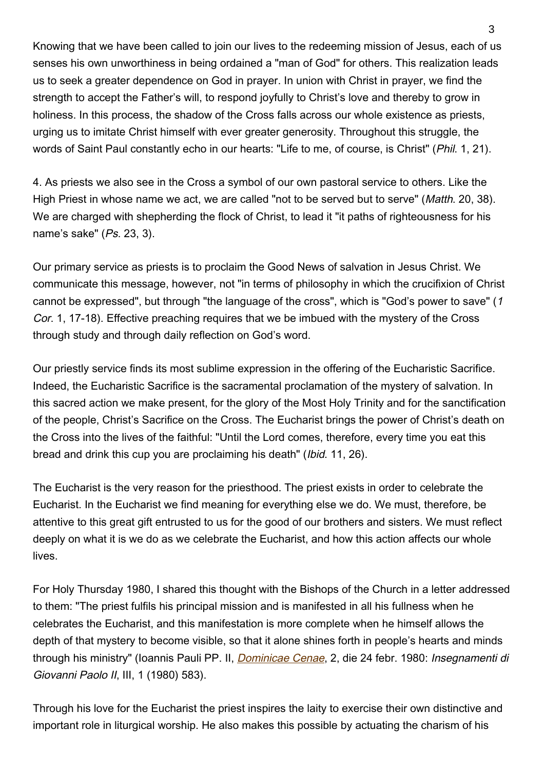Knowing that we have been called to join our lives to the redeeming mission of Jesus, each of us senses his own unworthiness in being ordained a "man of God" for others. This realization leads us to seek a greater dependence on God in prayer. In union with Christ in prayer, we find the strength to accept the Father's will, to respond joyfully to Christ's love and thereby to grow in holiness. In this process, the shadow of the Cross falls across our whole existence as priests, urging us to imitate Christ himself with ever greater generosity. Throughout this struggle, the words of Saint Paul constantly echo in our hearts: "Life to me, of course, is Christ" (*Phil*. 1, 21).

4. As priests we also see in the Cross a symbol of our own pastoral service to others. Like the High Priest in whose name we act, we are called "not to be served but to serve" (*Matth*. 20, 38). We are charged with shepherding the flock of Christ, to lead it "it paths of righteousness for his name's sake" (*Ps*. 23, 3).

Our primary service as priests is to proclaim the Good News of salvation in Jesus Christ. We communicate this message, however, not "in terms of philosophy in which the crucifixion of Christ cannot be expressed", but through "the language of the cross", which is "God's power to save" (*1 Cor*. 1, 17-18). Effective preaching requires that we be imbued with the mystery of the Cross through study and through daily reflection on God's word.

Our priestly service finds its most sublime expression in the offering of the Eucharistic Sacrifice. Indeed, the Eucharistic Sacrifice is the sacramental proclamation of the mystery of salvation. In this sacred action we make present, for the glory of the Most Holy Trinity and for the sanctification of the people, Christ's Sacrifice on the Cross. The Eucharist brings the power of Christ's death on the Cross into the lives of the faithful: "Until the Lord comes, therefore, every time you eat this bread and drink this cup you are proclaiming his death" (*Ibid*. 11, 26).

The Eucharist is the very reason for the priesthood. The priest exists in order to celebrate the Eucharist. In the Eucharist we find meaning for everything else we do. We must, therefore, be attentive to this great gift entrusted to us for the good of our brothers and sisters. We must reflect deeply on what it is we do as we celebrate the Eucharist, and how this action affects our whole lives.

For Holy Thursday 1980, I shared this thought with the Bishops of the Church in a letter addressed to them: "The priest fulfils his principal mission and is manifested in all his fullness when he celebrates the Eucharist, and this manifestation is more complete when he himself allows the depth of that mystery to become visible, so that it alone shines forth in people's hearts and minds through his ministry" (Ioannis Pauli PP. II, *Dominicae Cenae*, 2, die 24 febr. 1980: *Insegnamenti di Giovanni Paolo II*, III, 1 (1980) 583).

Through his love for the Eucharist the priest inspires the laity to exercise their own distinctive and important role in liturgical worship. He also makes this possible by actuating the charism of his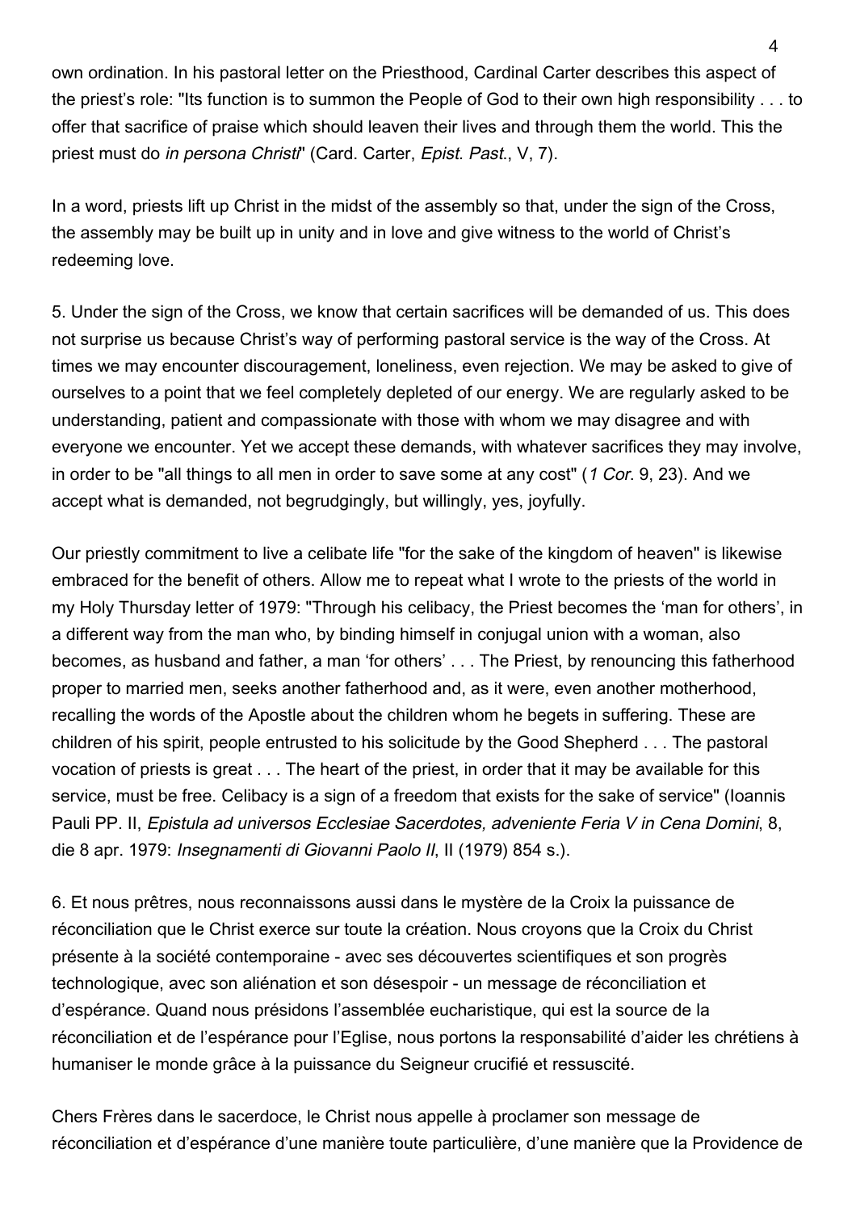own ordination. In his pastoral letter on the Priesthood, Cardinal Carter describes this aspect of the priest's role: "Its function is to summon the People of God to their own high responsibility . . . to offer that sacrifice of praise which should leaven their lives and through them the world. This the priest must do *in persona Christi*" (Card. Carter, *Epist. Past.*, V, 7).

In a word, priests lift up Christ in the midst of the assembly so that, under the sign of the Cross, the assembly may be built up in unity and in love and give witness to the world of Christ's redeeming love.

5. Under the sign of the Cross, we know that certain sacrifices will be demanded of us. This does not surprise us because Christ's way of performing pastoral service is the way of the Cross. At times we may encounter discouragement, loneliness, even rejection. We may be asked to give of ourselves to a point that we feel completely depleted of our energy. We are regularly asked to be understanding, patient and compassionate with those with whom we may disagree and with everyone we encounter. Yet we accept these demands, with whatever sacrifices they may involve, in order to be "all things to all men in order to save some at any cost" (*1 Cor.* 9, 23). And we accept what is demanded, not begrudgingly, but willingly, yes, joyfully.

Our priestly commitment to live a celibate life "for the sake of the kingdom of heaven" is likewise embraced for the benefit of others. Allow me to repeat what I wrote to the priests of the world in my Holy Thursday letter of 1979: "Through his celibacy, the Priest becomes the 'man for others', in a different way from the man who, by binding himself in conjugal union with a woman, also becomes, as husband and father, a man 'for others' . . . The Priest, by renouncing this fatherhood proper to married men, seeks another fatherhood and, as it were, even another motherhood, recalling the words of the Apostle about the children whom he begets in suffering. These are children of his spirit, people entrusted to his solicitude by the Good Shepherd . . . The pastoral vocation of priests is great . . . The heart of the priest, in order that it may be available for this service, must be free. Celibacy is a sign of a freedom that exists for the sake of service" (Ioannis Pauli PP. II, *Epistula ad universos Ecclesiae Sacerdotes, adveniente Feria V in Cena Domini*, 8, die 8 apr. 1979: *Insegnamenti di Giovanni Paolo II*, II (1979) 854 s.).

6. Et nous prêtres, nous reconnaissons aussi dans le mystère de la Croix la puissance de réconciliation que le Christ exerce sur toute la création. Nous croyons que la Croix du Christ présente à la société contemporaine - avec ses découvertes scientifiques et son progrès technologique, avec son aliénation et son désespoir - un message de réconciliation et d'espérance. Quand nous présidons l'assemblée eucharistique, qui est la source de la réconciliation et de l'espérance pour l'Eglise, nous portons la responsabilité d'aider les chrétiens à humaniser le monde grâce à la puissance du Seigneur crucifié et ressuscité.

Chers Frères dans le sacerdoce, le Christ nous appelle à proclamer son message de réconciliation et d'espérance d'une manière toute particulière, d'une manière que la Providence de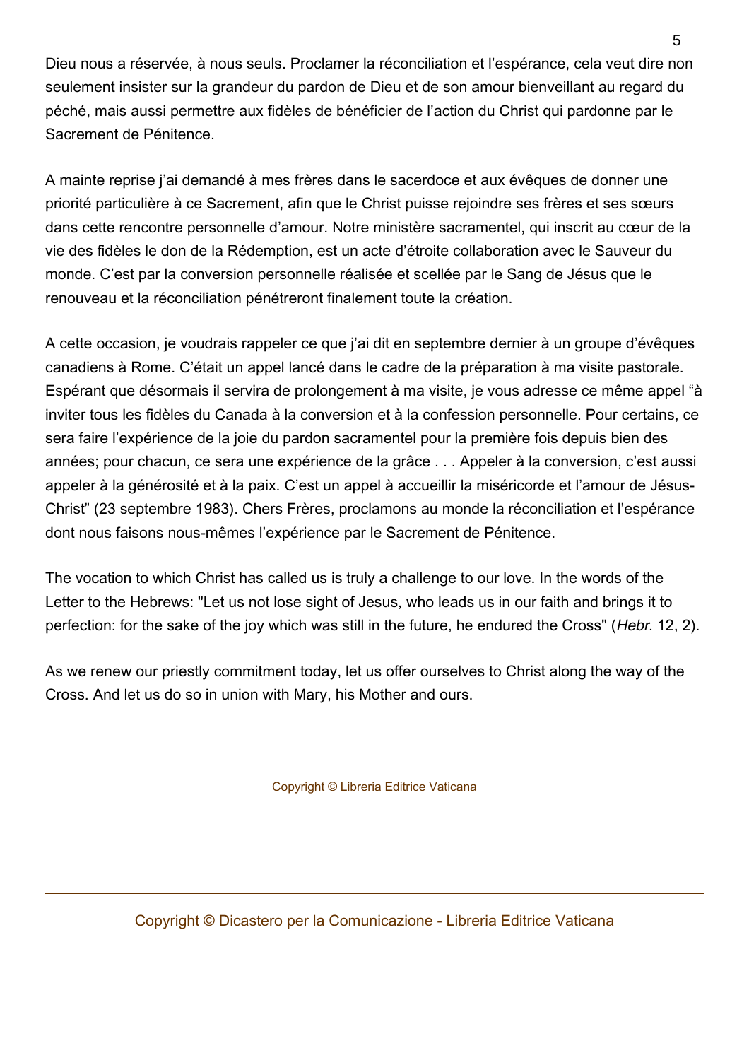Dieu nous a réservée, à nous seuls. Proclamer la réconciliation et l’espérance, cela veut dire non seulement insister sur la grandeur du pardon de Dieu et de son amour bienveillant au regard du péché, mais aussi permettre aux fidèles de bénéficier de l’action du Christ qui pardonne par le Sacrement de Pénitence.

A mainte reprise j’ai demandé à mes frères dans le sacerdoce et aux évêques de donner une priorité particulière à ce Sacrement, afin que le Christ puisse rejoindre ses frères et ses sœurs dans cette rencontre personnelle d’amour. Notre ministère sacramentel, qui inscrit au cœur de la vie des fidèles le don de la Rédemption, est un acte d’étroite collaboration avec le Sauveur du monde. C’est par la conversion personnelle réalisée et scellée par le Sang de Jésus que le renouveau et la réconciliation pénétreront finalement toute la création.

A cette occasion, je voudrais rappeler ce que j’ai dit en septembre dernier à un groupe d’évêques canadiens à Rome. C’était un appel lancé dans le cadre de la préparation à ma visite pastorale. Espérant que désormais il servira de prolongement à ma visite, je vous adresse ce même appel “à inviter tous les fidèles du Canada à la conversion et à la confession personnelle. Pour certains, ce sera faire l’expérience de la joie du pardon sacramentel pour la première fois depuis bien des années; pour chacun, ce sera une expérience de la grâce . . . Appeler à la conversion, c’est aussi appeler à la générosité et à la paix. C’est un appel à accueillir la miséricorde et l’amour de Jésus-Christ” (23 septembre 1983). Chers Frères, proclamons au monde la réconciliation et l’espérance dont nous faisons nous-mêmes l’expérience par le Sacrement de Pénitence.

The vocation to which Christ has called us is truly a challenge to our love. In the words of the Letter to the Hebrews: "Let us not lose sight of Jesus, who leads us in our faith and brings it to perfection: for the sake of the joy which was still in the future, he endured the Cross" (*Hebr.* 12, 2).

As we renew our priestly commitment today, let us offer ourselves to Christ along the way of the Cross. And let us do so in union with Mary, his Mother and ours.

Copyright © Libreria Editrice Vaticana

Copyright © Dicastero per la Comunicazione - Libreria Editrice Vaticana